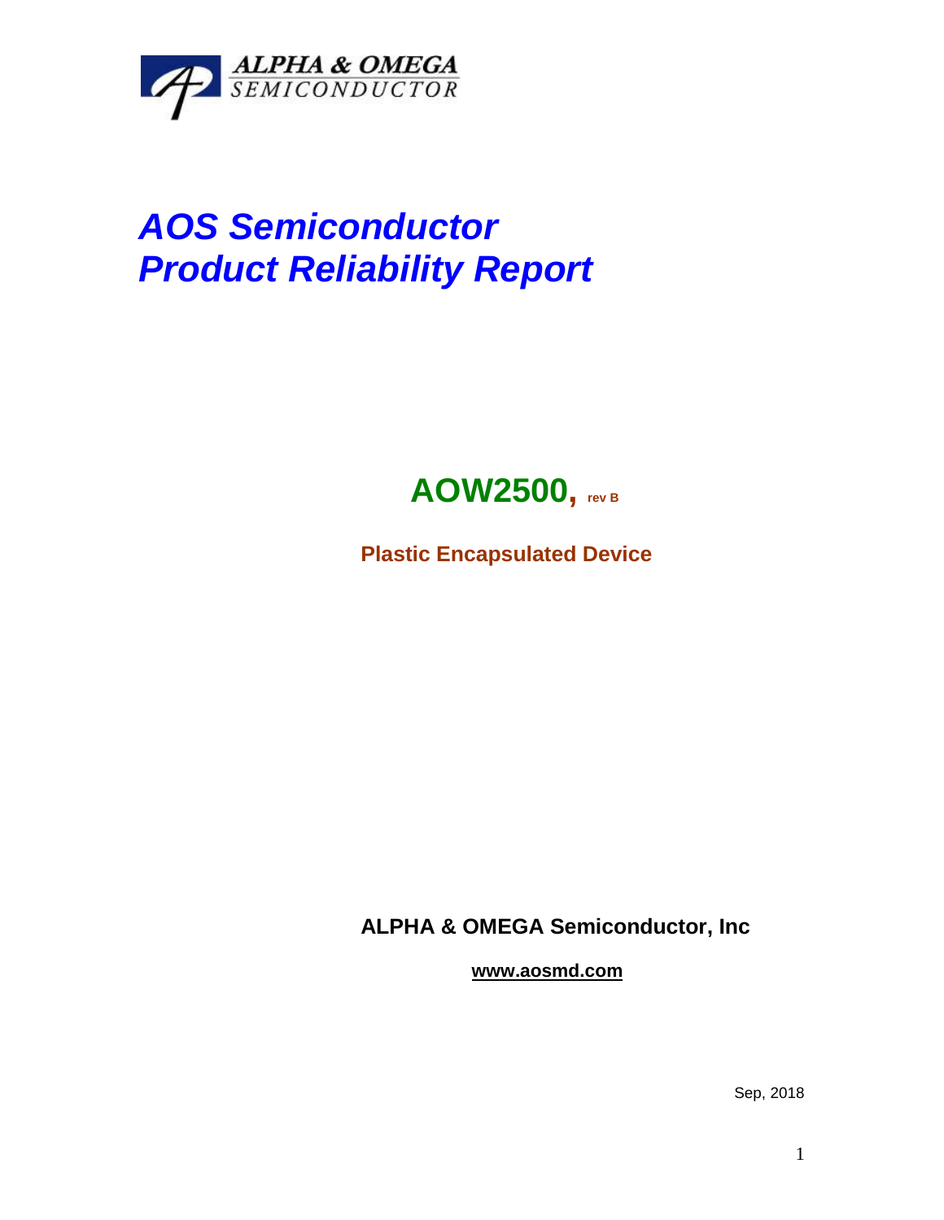ALPHA & OMEGA
SEMICONDUCTOR

# *AOS Semiconductor*
# *Product Reliability Report*

## **AOW2500, rev B**

**Plastic Encapsulated Device**

**ALPHA & OMEGA Semiconductor, Inc**

**www.aosmd.com**

Sep, 2018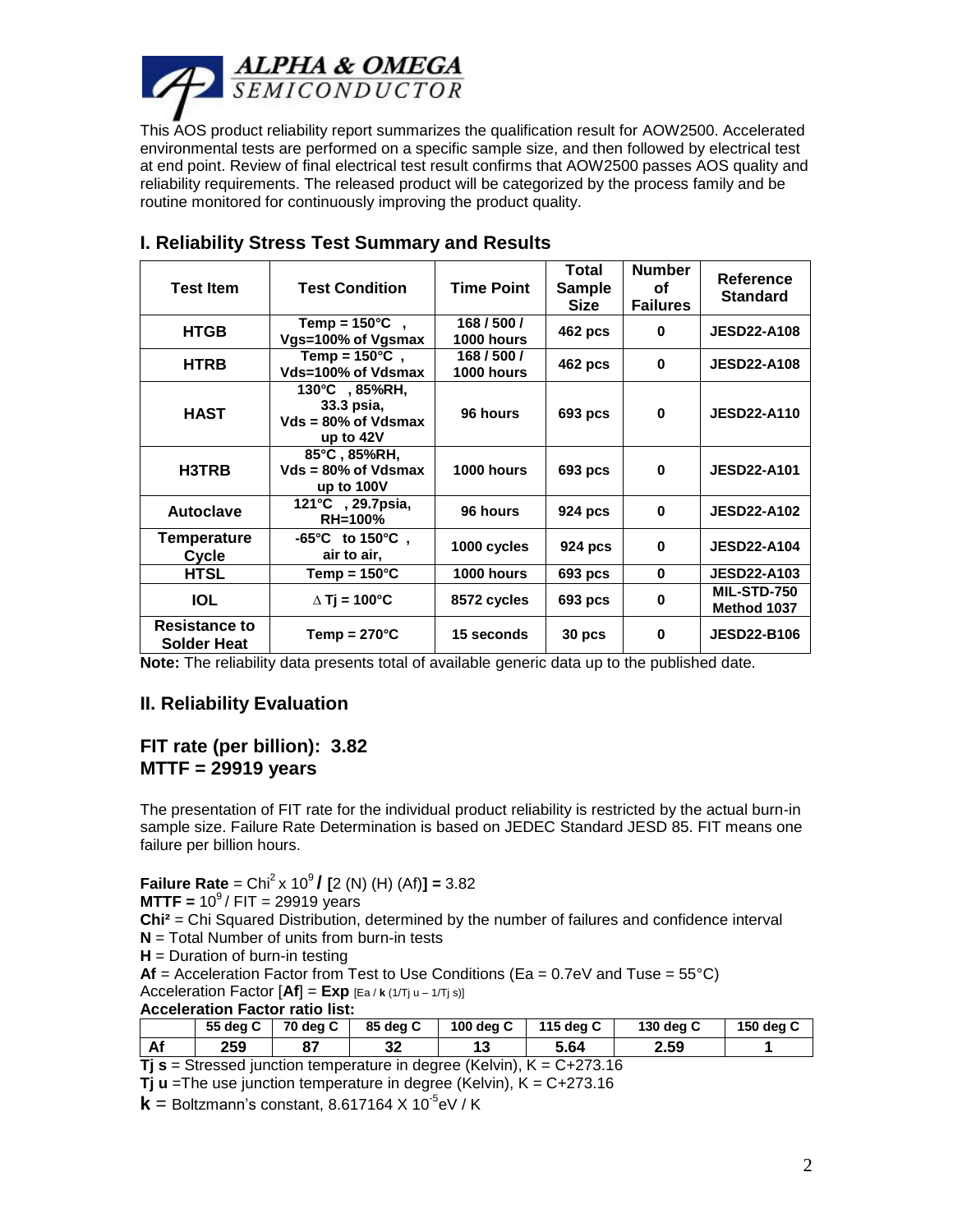ALPHA & OMEGA SEMICONDUCTOR

This AOS product reliability report summarizes the qualification result for AOW2500. Accelerated environmental tests are performed on a specific sample size, and then followed by electrical test at end point. Review of final electrical test result confirms that AOW2500 passes AOS quality and reliability requirements. The released product will be categorized by the process family and be routine monitored for continuously improving the product quality.

## I. Reliability Stress Test Summary and Results

| Test Item | Test Condition | Time Point | Total Sample Size | Number of Failures | Reference Standard |
|---|---|---|---|---|---|
| HTGB | Temp = 150°C , Vgs=100% of Vgsmax | 168 / 500 / 1000 hours | 462 pcs | 0 | JESD22-A108 |
| HTRB | Temp = 150°C , Vds=100% of Vdsmax | 168 / 500 / 1000 hours | 462 pcs | 0 | JESD22-A108 |
| HAST | 130°C , 85%RH, 33.3 psia, Vds = 80% of Vdsmax up to 42V | 96 hours | 693 pcs | 0 | JESD22-A110 |
| H3TRB | 85°C , 85%RH, Vds = 80% of Vdsmax up to 100V | 1000 hours | 693 pcs | 0 | JESD22-A101 |
| Autoclave | 121°C , 29.7psia, RH=100% | 96 hours | 924 pcs | 0 | JESD22-A102 |
| Temperature Cycle | -65°C to 150°C , air to air, | 1000 cycles | 924 pcs | 0 | JESD22-A104 |
| HTSL | Temp = 150°C | 1000 hours | 693 pcs | 0 | JESD22-A103 |
| IOL | $\Delta$ Tj = 100°C | 8572 cycles | 693 pcs | 0 | MIL-STD-750 Method 1037 |
| Resistance to Solder Heat | Temp = 270°C | 15 seconds | 30 pcs | 0 | JESD22-B106 |

**Note:** The reliability data presents total of available generic data up to the published date.

## II. Reliability Evaluation

### FIT rate (per billion): 3.82
### MTTF = 29919 years

The presentation of FIT rate for the individual product reliability is restricted by the actual burn-in sample size. Failure Rate Determination is based on JEDEC Standard JESD 85. FIT means one failure per billion hours.

**Failure Rate** = $Chi^2 \times 10^9$ **/ [**2 (N) (H) (Af)**] =** 3.82

**MTTF =** $10^9$ / FIT = 29919 years

**Chi²** = Chi Squared Distribution, determined by the number of failures and confidence interval

**N** = Total Number of units from burn-in tests

**H** = Duration of burn-in testing

**Af** = Acceleration Factor from Test to Use Conditions (Ea = 0.7eV and Tuse = 55°C)

Acceleration Factor [**Af**] = **Exp** [Ea / **k** (1/Tj u – 1/Tj s)]

**Acceleration Factor ratio list:**

| | 55 deg C | 70 deg C | 85 deg C | 100 deg C | 115 deg C | 130 deg C | 150 deg C |
|---|---|---|---|---|---|---|---|
| Af | 259 | 87 | 32 | 13 | 5.64 | 2.59 | 1 |

**Tj s** = Stressed junction temperature in degree (Kelvin), K = C+273.16

**Tj u** =The use junction temperature in degree (Kelvin), K = C+273.16

**k** = Boltzmann's constant, 8.617164 X $10^{-5}$eV / K